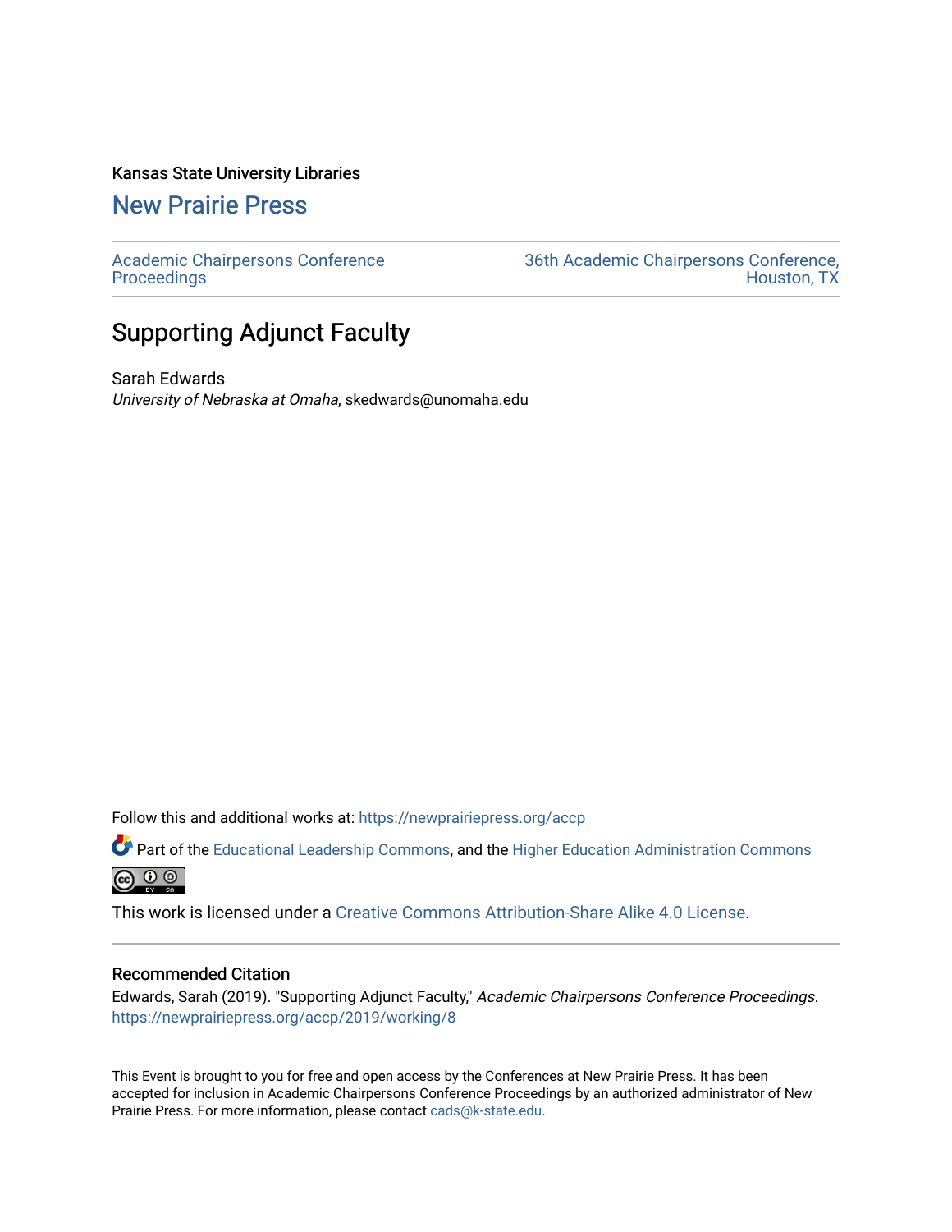Kansas State University Libraries

## New Prairie Press

Academic Chairpersons Conference Proceedings

36th Academic Chairpersons Conference, Houston, TX

# Supporting Adjunct Faculty

Sarah Edwards
*University of Nebraska at Omaha*, skedwards@unomaha.edu

Follow this and additional works at: https://newprairiepress.org/accp

Part of the Educational Leadership Commons, and the Higher Education Administration Commons

This work is licensed under a Creative Commons Attribution-Share Alike 4.0 License.

### Recommended Citation

Edwards, Sarah (2019). "Supporting Adjunct Faculty," *Academic Chairpersons Conference Proceedings*. https://newprairiepress.org/accp/2019/working/8

This Event is brought to you for free and open access by the Conferences at New Prairie Press. It has been accepted for inclusion in Academic Chairpersons Conference Proceedings by an authorized administrator of New Prairie Press. For more information, please contact cads@k-state.edu.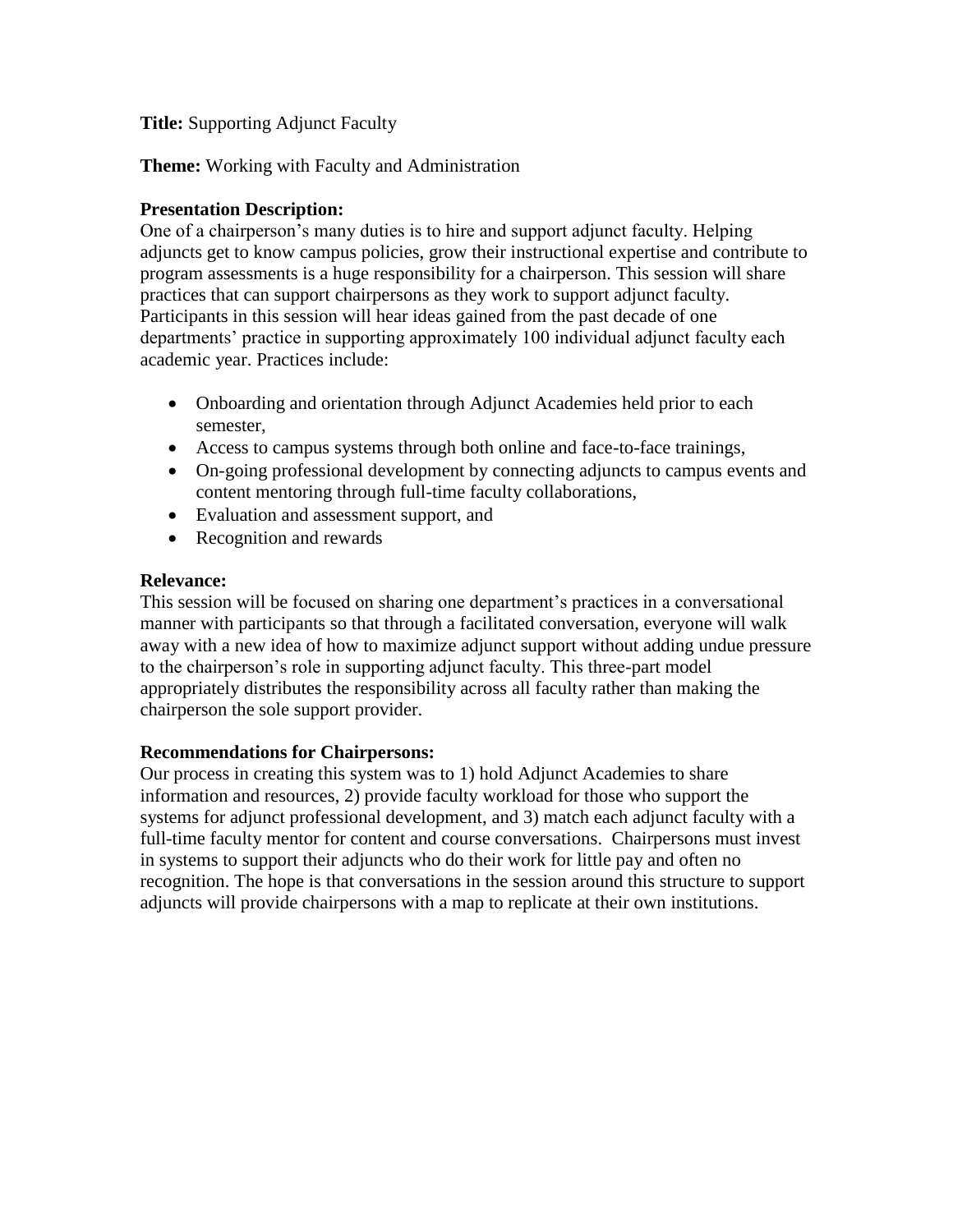**Title:** Supporting Adjunct Faculty

**Theme:** Working with Faculty and Administration

**Presentation Description:**
One of a chairperson's many duties is to hire and support adjunct faculty. Helping adjuncts get to know campus policies, grow their instructional expertise and contribute to program assessments is a huge responsibility for a chairperson. This session will share practices that can support chairpersons as they work to support adjunct faculty. Participants in this session will hear ideas gained from the past decade of one departments' practice in supporting approximately 100 individual adjunct faculty each academic year. Practices include:

- Onboarding and orientation through Adjunct Academies held prior to each semester,
- Access to campus systems through both online and face-to-face trainings,
- On-going professional development by connecting adjuncts to campus events and content mentoring through full-time faculty collaborations,
- Evaluation and assessment support, and
- Recognition and rewards

**Relevance:**
This session will be focused on sharing one department's practices in a conversational manner with participants so that through a facilitated conversation, everyone will walk away with a new idea of how to maximize adjunct support without adding undue pressure to the chairperson's role in supporting adjunct faculty. This three-part model appropriately distributes the responsibility across all faculty rather than making the chairperson the sole support provider.

**Recommendations for Chairpersons:**
Our process in creating this system was to 1) hold Adjunct Academies to share information and resources, 2) provide faculty workload for those who support the systems for adjunct professional development, and 3) match each adjunct faculty with a full-time faculty mentor for content and course conversations. Chairpersons must invest in systems to support their adjuncts who do their work for little pay and often no recognition. The hope is that conversations in the session around this structure to support adjuncts will provide chairpersons with a map to replicate at their own institutions.